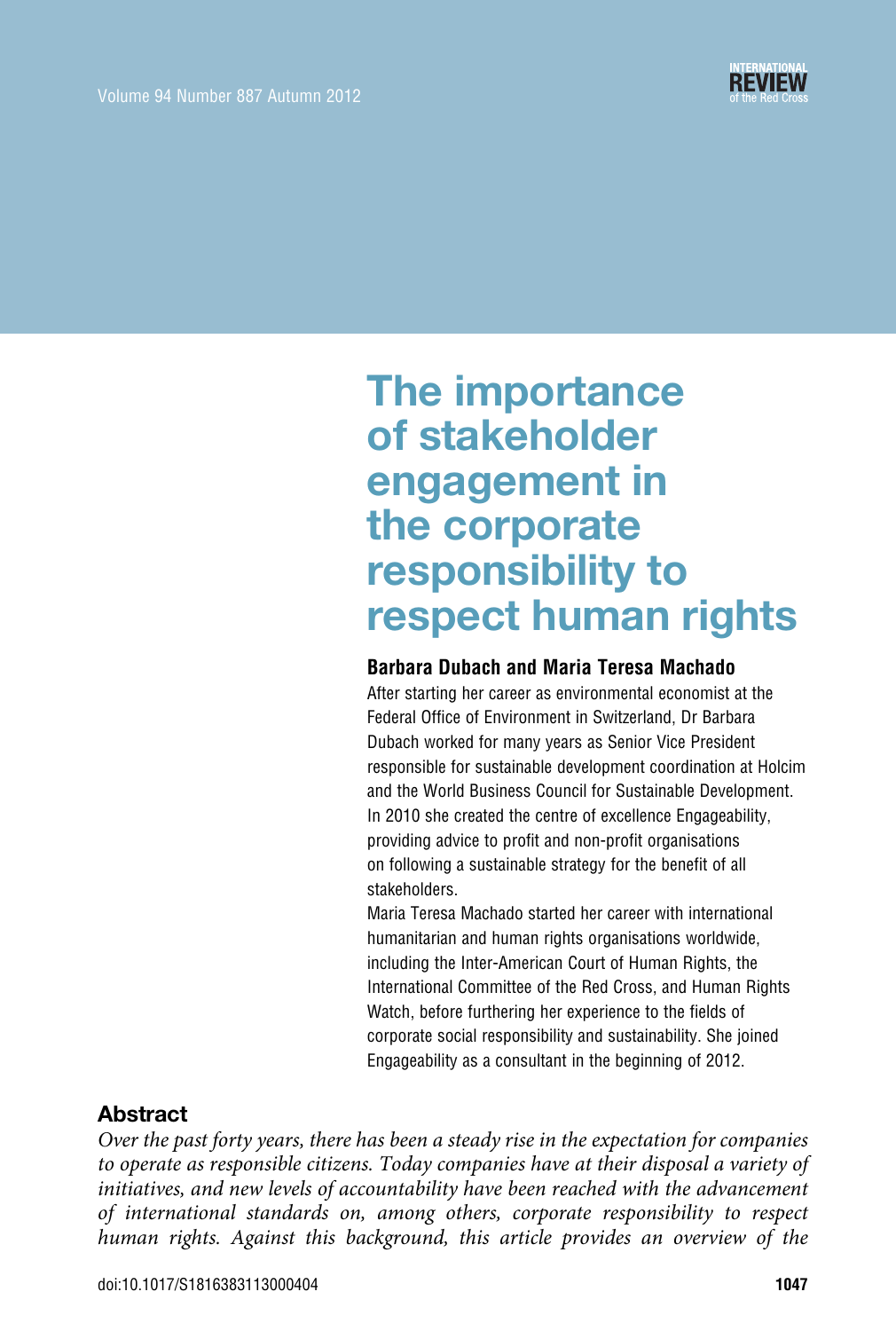# The importance of stakeholder engagement in the corporate responsibility to respect human rights

**Barbara Dubach and Maria Teresa Machado**

After starting her career as environmental economist at the Federal Office of Environment in Switzerland, Dr Barbara Dubach worked for many years as Senior Vice President responsible for sustainable development coordination at Holcim and the World Business Council for Sustainable Development. In 2010 she created the centre of excellence Engageability, providing advice to profit and non-profit organisations on following a sustainable strategy for the benefit of all stakeholders.

Maria Teresa Machado started her career with international humanitarian and human rights organisations worldwide, including the Inter-American Court of Human Rights, the International Committee of the Red Cross, and Human Rights Watch, before furthering her experience to the fields of corporate social responsibility and sustainability. She joined Engageability as a consultant in the beginning of 2012.

## Abstract

*Over the past forty years, there has been a steady rise in the expectation for companies to operate as responsible citizens. Today companies have at their disposal a variety of initiatives, and new levels of accountability have been reached with the advancement of international standards on, among others, corporate responsibility to respect human rights. Against this background, this article provides an overview of the*

doi:10.1017/S1816383113000404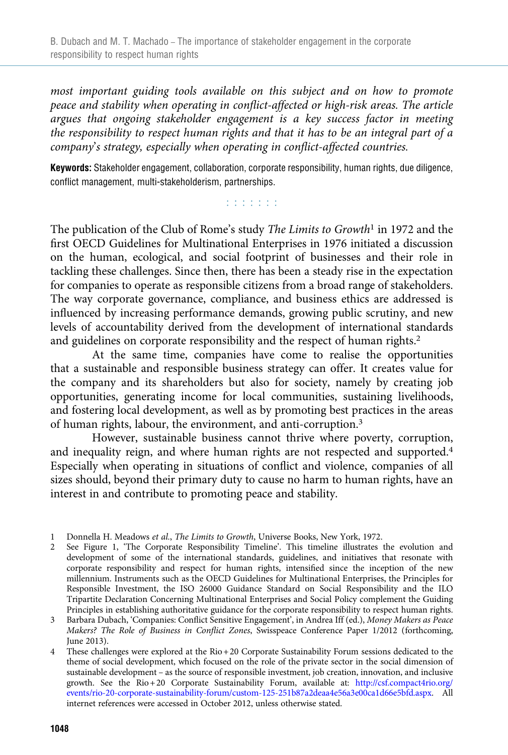*most important guiding tools available on this subject and on how to promote peace and stability when operating in conflict-affected or high-risk areas. The article argues that ongoing stakeholder engagement is a key success factor in meeting the responsibility to respect human rights and that it has to be an integral part of a company's strategy, especially when operating in conflict-affected countries.*

**Keywords:** Stakeholder engagement, collaboration, corporate responsibility, human rights, due diligence, conflict management, multi-stakeholderism, partnerships.

: : : : : : :

The publication of the Club of Rome's study *The Limits to Growth*[1] in 1972 and the first OECD Guidelines for Multinational Enterprises in 1976 initiated a discussion on the human, ecological, and social footprint of businesses and their role in tackling these challenges. Since then, there has been a steady rise in the expectation for companies to operate as responsible citizens from a broad range of stakeholders. The way corporate governance, compliance, and business ethics are addressed is influenced by increasing performance demands, growing public scrutiny, and new levels of accountability derived from the development of international standards and guidelines on corporate responsibility and the respect of human rights.[2]

At the same time, companies have come to realise the opportunities that a sustainable and responsible business strategy can offer. It creates value for the company and its shareholders but also for society, namely by creating job opportunities, generating income for local communities, sustaining livelihoods, and fostering local development, as well as by promoting best practices in the areas of human rights, labour, the environment, and anti-corruption.[3]

However, sustainable business cannot thrive where poverty, corruption, and inequality reign, and where human rights are not respected and supported.[4] Especially when operating in situations of conflict and violence, companies of all sizes should, beyond their primary duty to cause no harm to human rights, have an interest in and contribute to promoting peace and stability.

1 Donnella H. Meadows *et al.*, *The Limits to Growth*, Universe Books, New York, 1972.

2 See Figure 1, 'The Corporate Responsibility Timeline'. This timeline illustrates the evolution and development of some of the international standards, guidelines, and initiatives that resonate with corporate responsibility and respect for human rights, intensified since the inception of the new millennium. Instruments such as the OECD Guidelines for Multinational Enterprises, the Principles for Responsible Investment, the ISO 26000 Guidance Standard on Social Responsibility and the ILO Tripartite Declaration Concerning Multinational Enterprises and Social Policy complement the Guiding Principles in establishing authoritative guidance for the corporate responsibility to respect human rights.

3 Barbara Dubach, 'Companies: Conflict Sensitive Engagement', in Andrea Iff (ed.), *Money Makers as Peace Makers? The Role of Business in Conflict Zones*, Swisspeace Conference Paper 1/2012 (forthcoming, June 2013).

4 These challenges were explored at the Rio + 20 Corporate Sustainability Forum sessions dedicated to the theme of social development, which focused on the role of the private sector in the social dimension of sustainable development – as the source of responsible investment, job creation, innovation, and inclusive growth. See the Rio + 20 Corporate Sustainability Forum, available at: http://csf.compact4rio.org/events/rio-20-corporate-sustainability-forum/custom-125-251b87a2deaa4e56a3e00ca1d66e5bfd.aspx. All internet references were accessed in October 2012, unless otherwise stated.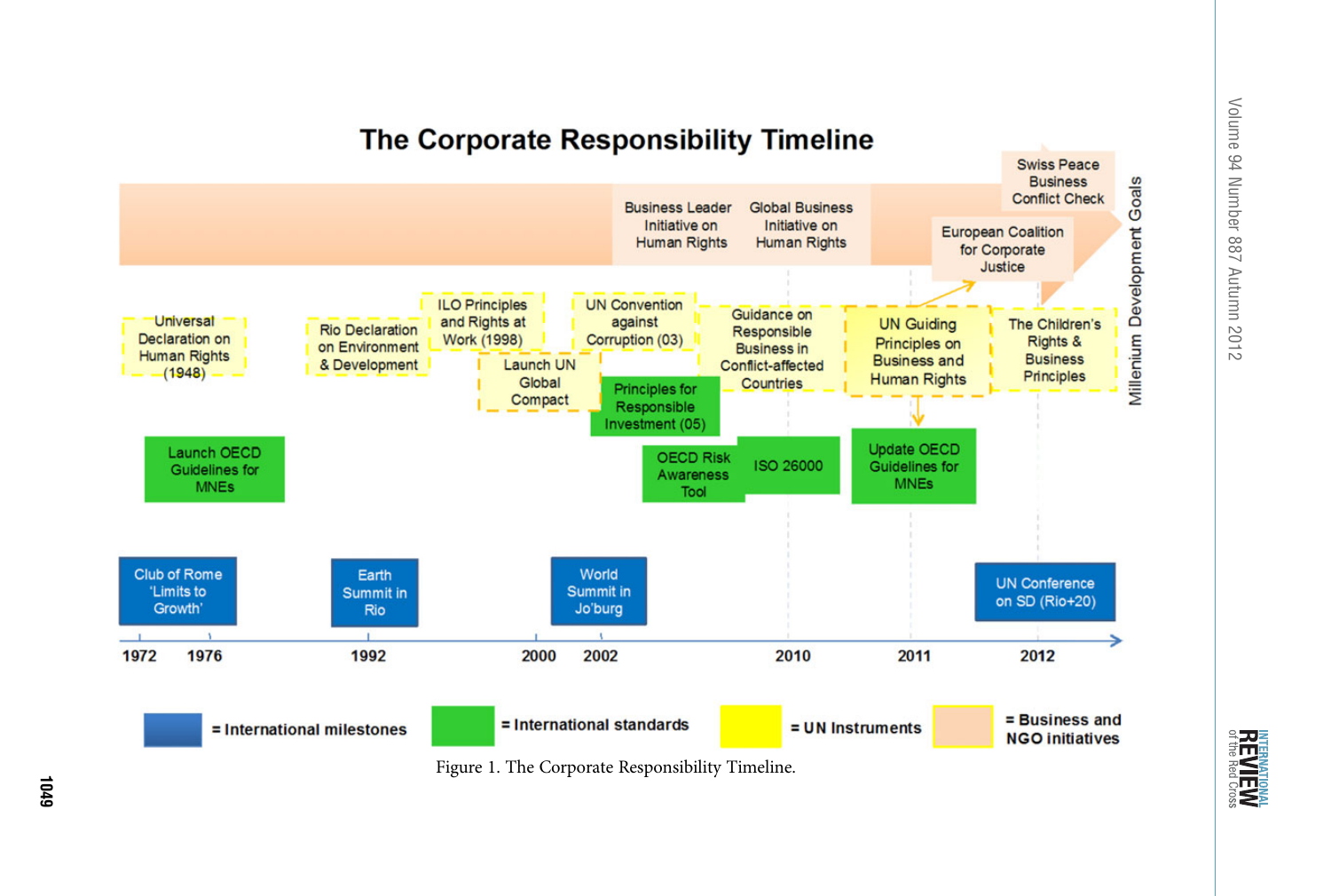Figure 1. The Corporate Responsibility Timeline.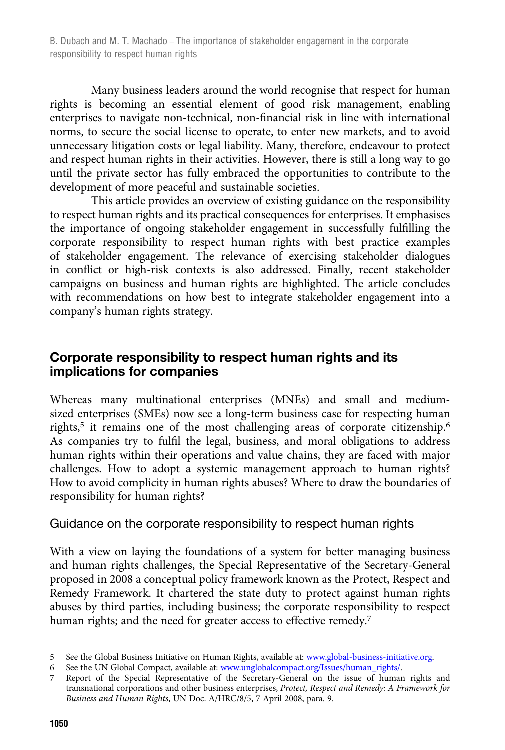Many business leaders around the world recognise that respect for human rights is becoming an essential element of good risk management, enabling enterprises to navigate non-technical, non-financial risk in line with international norms, to secure the social license to operate, to enter new markets, and to avoid unnecessary litigation costs or legal liability. Many, therefore, endeavour to protect and respect human rights in their activities. However, there is still a long way to go until the private sector has fully embraced the opportunities to contribute to the development of more peaceful and sustainable societies.

This article provides an overview of existing guidance on the responsibility to respect human rights and its practical consequences for enterprises. It emphasises the importance of ongoing stakeholder engagement in successfully fulfilling the corporate responsibility to respect human rights with best practice examples of stakeholder engagement. The relevance of exercising stakeholder dialogues in conflict or high-risk contexts is also addressed. Finally, recent stakeholder campaigns on business and human rights are highlighted. The article concludes with recommendations on how best to integrate stakeholder engagement into a company's human rights strategy.

## Corporate responsibility to respect human rights and its implications for companies

Whereas many multinational enterprises (MNEs) and small and medium-sized enterprises (SMEs) now see a long-term business case for respecting human rights,[5] it remains one of the most challenging areas of corporate citizenship.[6] As companies try to fulfil the legal, business, and moral obligations to address human rights within their operations and value chains, they are faced with major challenges. How to adopt a systemic management approach to human rights? How to avoid complicity in human rights abuses? Where to draw the boundaries of responsibility for human rights?

### Guidance on the corporate responsibility to respect human rights

With a view on laying the foundations of a system for better managing business and human rights challenges, the Special Representative of the Secretary-General proposed in 2008 a conceptual policy framework known as the Protect, Respect and Remedy Framework. It chartered the state duty to protect against human rights abuses by third parties, including business; the corporate responsibility to respect human rights; and the need for greater access to effective remedy.[7]

5 See the Global Business Initiative on Human Rights, available at: www.global-business-initiative.org.

6 See the UN Global Compact, available at: www.unglobalcompact.org/Issues/human_rights/.

7 Report of the Special Representative of the Secretary-General on the issue of human rights and transnational corporations and other business enterprises, *Protect, Respect and Remedy: A Framework for Business and Human Rights*, UN Doc. A/HRC/8/5, 7 April 2008, para. 9.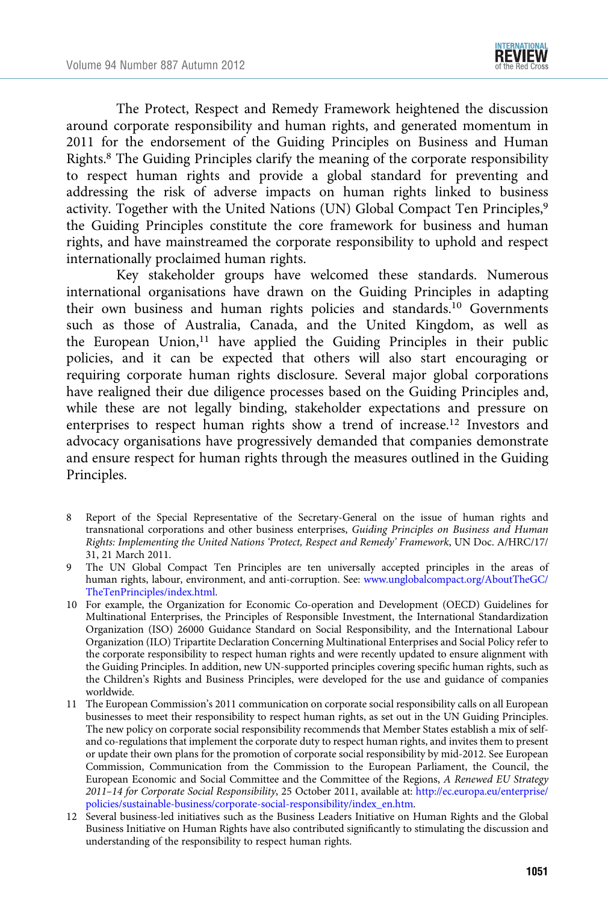The Protect, Respect and Remedy Framework heightened the discussion around corporate responsibility and human rights, and generated momentum in 2011 for the endorsement of the Guiding Principles on Business and Human Rights.[8] The Guiding Principles clarify the meaning of the corporate responsibility to respect human rights and provide a global standard for preventing and addressing the risk of adverse impacts on human rights linked to business activity. Together with the United Nations (UN) Global Compact Ten Principles,[9] the Guiding Principles constitute the core framework for business and human rights, and have mainstreamed the corporate responsibility to uphold and respect internationally proclaimed human rights.

Key stakeholder groups have welcomed these standards. Numerous international organisations have drawn on the Guiding Principles in adapting their own business and human rights policies and standards.[10] Governments such as those of Australia, Canada, and the United Kingdom, as well as the European Union,[11] have applied the Guiding Principles in their public policies, and it can be expected that others will also start encouraging or requiring corporate human rights disclosure. Several major global corporations have realigned their due diligence processes based on the Guiding Principles and, while these are not legally binding, stakeholder expectations and pressure on enterprises to respect human rights show a trend of increase.[12] Investors and advocacy organisations have progressively demanded that companies demonstrate and ensure respect for human rights through the measures outlined in the Guiding Principles.

---

8 Report of the Special Representative of the Secretary-General on the issue of human rights and transnational corporations and other business enterprises, *Guiding Principles on Business and Human Rights: Implementing the United Nations 'Protect, Respect and Remedy' Framework*, UN Doc. A/HRC/17/31, 21 March 2011.

9 The UN Global Compact Ten Principles are ten universally accepted principles in the areas of human rights, labour, environment, and anti-corruption. See: www.unglobalcompact.org/AboutTheGC/TheTenPrinciples/index.html.

10 For example, the Organization for Economic Co-operation and Development (OECD) Guidelines for Multinational Enterprises, the Principles of Responsible Investment, the International Standardization Organization (ISO) 26000 Guidance Standard on Social Responsibility, and the International Labour Organization (ILO) Tripartite Declaration Concerning Multinational Enterprises and Social Policy refer to the corporate responsibility to respect human rights and were recently updated to ensure alignment with the Guiding Principles. In addition, new UN-supported principles covering specific human rights, such as the Children's Rights and Business Principles, were developed for the use and guidance of companies worldwide.

11 The European Commission's 2011 communication on corporate social responsibility calls on all European businesses to meet their responsibility to respect human rights, as set out in the UN Guiding Principles. The new policy on corporate social responsibility recommends that Member States establish a mix of self- and co-regulations that implement the corporate duty to respect human rights, and invites them to present or update their own plans for the promotion of corporate social responsibility by mid-2012. See European Commission, Communication from the Commission to the European Parliament, the Council, the European Economic and Social Committee and the Committee of the Regions, *A Renewed EU Strategy 2011–14 for Corporate Social Responsibility*, 25 October 2011, available at: http://ec.europa.eu/enterprise/policies/sustainable-business/corporate-social-responsibility/index_en.htm.

12 Several business-led initiatives such as the Business Leaders Initiative on Human Rights and the Global Business Initiative on Human Rights have also contributed significantly to stimulating the discussion and understanding of the responsibility to respect human rights.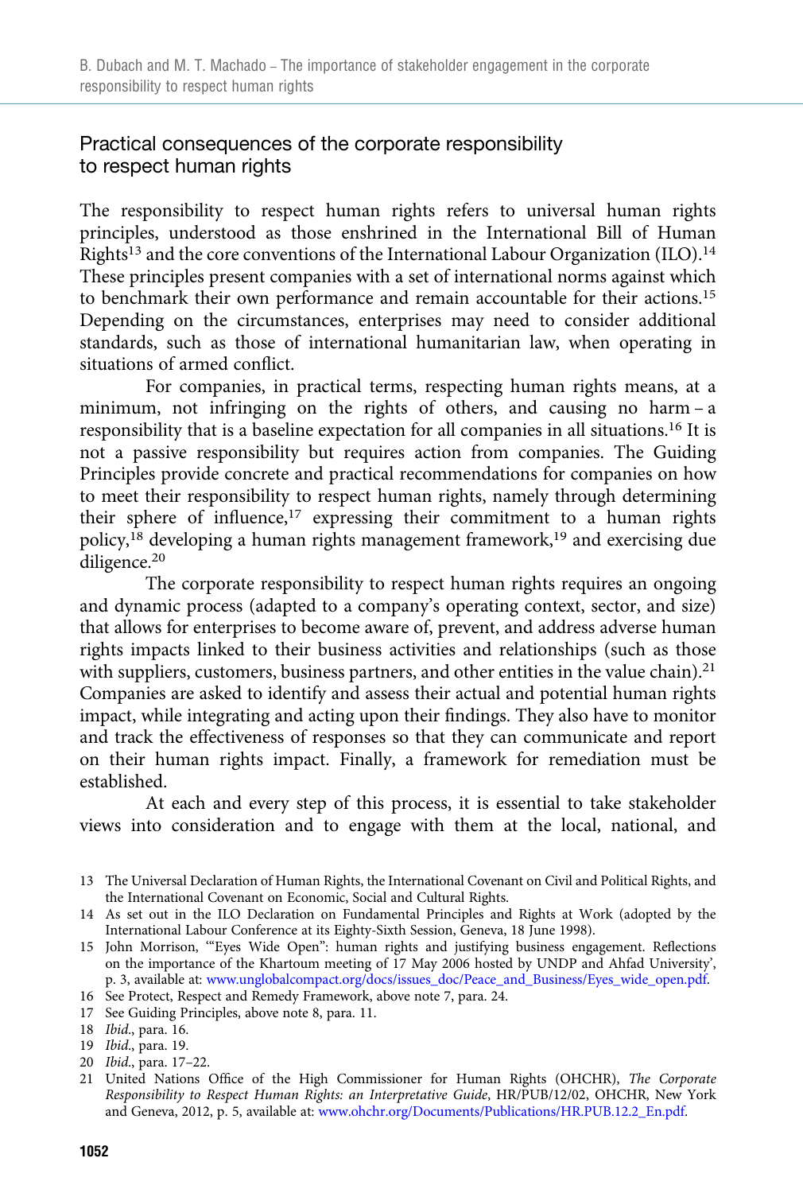## Practical consequences of the corporate responsibility to respect human rights

The responsibility to respect human rights refers to universal human rights principles, understood as those enshrined in the International Bill of Human Rights[13] and the core conventions of the International Labour Organization (ILO).[14] These principles present companies with a set of international norms against which to benchmark their own performance and remain accountable for their actions.[15] Depending on the circumstances, enterprises may need to consider additional standards, such as those of international humanitarian law, when operating in situations of armed conflict.

For companies, in practical terms, respecting human rights means, at a minimum, not infringing on the rights of others, and causing no harm – a responsibility that is a baseline expectation for all companies in all situations.[16] It is not a passive responsibility but requires action from companies. The Guiding Principles provide concrete and practical recommendations for companies on how to meet their responsibility to respect human rights, namely through determining their sphere of influence,[17] expressing their commitment to a human rights policy,[18] developing a human rights management framework,[19] and exercising due diligence.[20]

The corporate responsibility to respect human rights requires an ongoing and dynamic process (adapted to a company's operating context, sector, and size) that allows for enterprises to become aware of, prevent, and address adverse human rights impacts linked to their business activities and relationships (such as those with suppliers, customers, business partners, and other entities in the value chain).[21] Companies are asked to identify and assess their actual and potential human rights impact, while integrating and acting upon their findings. They also have to monitor and track the effectiveness of responses so that they can communicate and report on their human rights impact. Finally, a framework for remediation must be established.

At each and every step of this process, it is essential to take stakeholder views into consideration and to engage with them at the local, national, and

13 The Universal Declaration of Human Rights, the International Covenant on Civil and Political Rights, and the International Covenant on Economic, Social and Cultural Rights.

14 As set out in the ILO Declaration on Fundamental Principles and Rights at Work (adopted by the International Labour Conference at its Eighty-Sixth Session, Geneva, 18 June 1998).

15 John Morrison, '"Eyes Wide Open": human rights and justifying business engagement. Reflections on the importance of the Khartoum meeting of 17 May 2006 hosted by UNDP and Ahfad University', p. 3, available at: www.unglobalcompact.org/docs/issues_doc/Peace_and_Business/Eyes_wide_open.pdf.

16 See Protect, Respect and Remedy Framework, above note 7, para. 24.

17 See Guiding Principles, above note 8, para. 11.

18 *Ibid.*, para. 16.

19 *Ibid.*, para. 19.

20 *Ibid.*, para. 17–22.

21 United Nations Office of the High Commissioner for Human Rights (OHCHR), *The Corporate Responsibility to Respect Human Rights: an Interpretative Guide*, HR/PUB/12/02, OHCHR, New York and Geneva, 2012, p. 5, available at: www.ohchr.org/Documents/Publications/HR.PUB.12.2_En.pdf.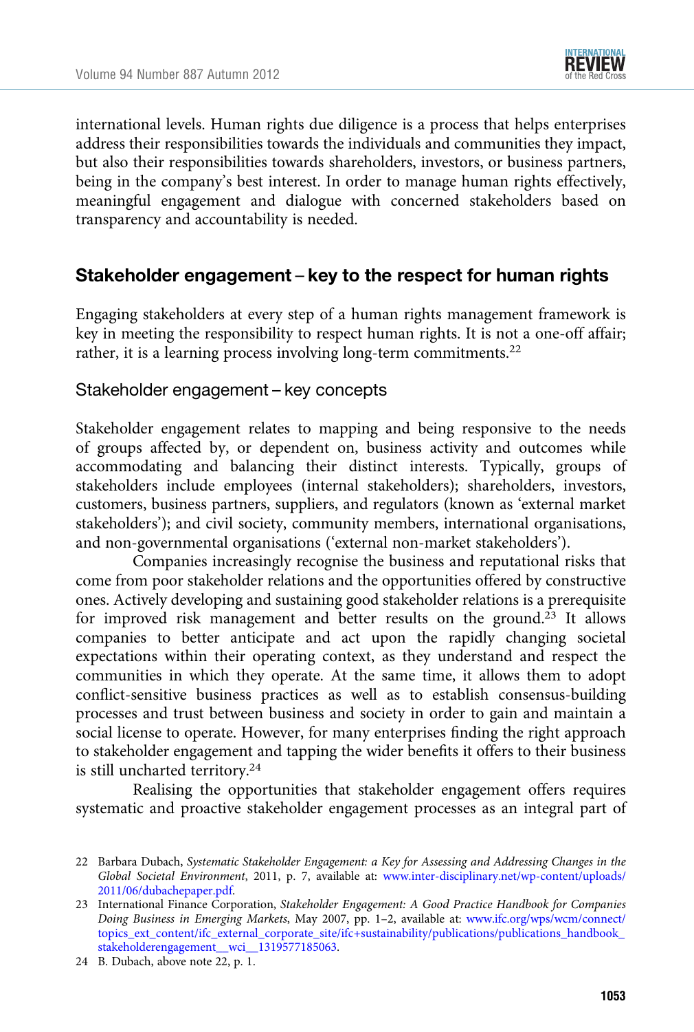international levels. Human rights due diligence is a process that helps enterprises address their responsibilities towards the individuals and communities they impact, but also their responsibilities towards shareholders, investors, or business partners, being in the company's best interest. In order to manage human rights effectively, meaningful engagement and dialogue with concerned stakeholders based on transparency and accountability is needed.

## Stakeholder engagement – key to the respect for human rights

Engaging stakeholders at every step of a human rights management framework is key in meeting the responsibility to respect human rights. It is not a one-off affair; rather, it is a learning process involving long-term commitments.[22]

### Stakeholder engagement – key concepts

Stakeholder engagement relates to mapping and being responsive to the needs of groups affected by, or dependent on, business activity and outcomes while accommodating and balancing their distinct interests. Typically, groups of stakeholders include employees (internal stakeholders); shareholders, investors, customers, business partners, suppliers, and regulators (known as 'external market stakeholders'); and civil society, community members, international organisations, and non-governmental organisations ('external non-market stakeholders').

Companies increasingly recognise the business and reputational risks that come from poor stakeholder relations and the opportunities offered by constructive ones. Actively developing and sustaining good stakeholder relations is a prerequisite for improved risk management and better results on the ground.[23] It allows companies to better anticipate and act upon the rapidly changing societal expectations within their operating context, as they understand and respect the communities in which they operate. At the same time, it allows them to adopt conflict-sensitive business practices as well as to establish consensus-building processes and trust between business and society in order to gain and maintain a social license to operate. However, for many enterprises finding the right approach to stakeholder engagement and tapping the wider benefits it offers to their business is still uncharted territory.[24]

Realising the opportunities that stakeholder engagement offers requires systematic and proactive stakeholder engagement processes as an integral part of

---

22 Barbara Dubach, *Systematic Stakeholder Engagement: a Key for Assessing and Addressing Changes in the Global Societal Environment*, 2011, p. 7, available at: www.inter-disciplinary.net/wp-content/uploads/2011/06/dubachepaper.pdf.

23 International Finance Corporation, *Stakeholder Engagement: A Good Practice Handbook for Companies Doing Business in Emerging Markets*, May 2007, pp. 1–2, available at: www.ifc.org/wps/wcm/connect/topics_ext_content/ifc_external_corporate_site/ifc+sustainability/publications/publications_handbook_stakeholderengagement__wci__1319577185063.

24 B. Dubach, above note 22, p. 1.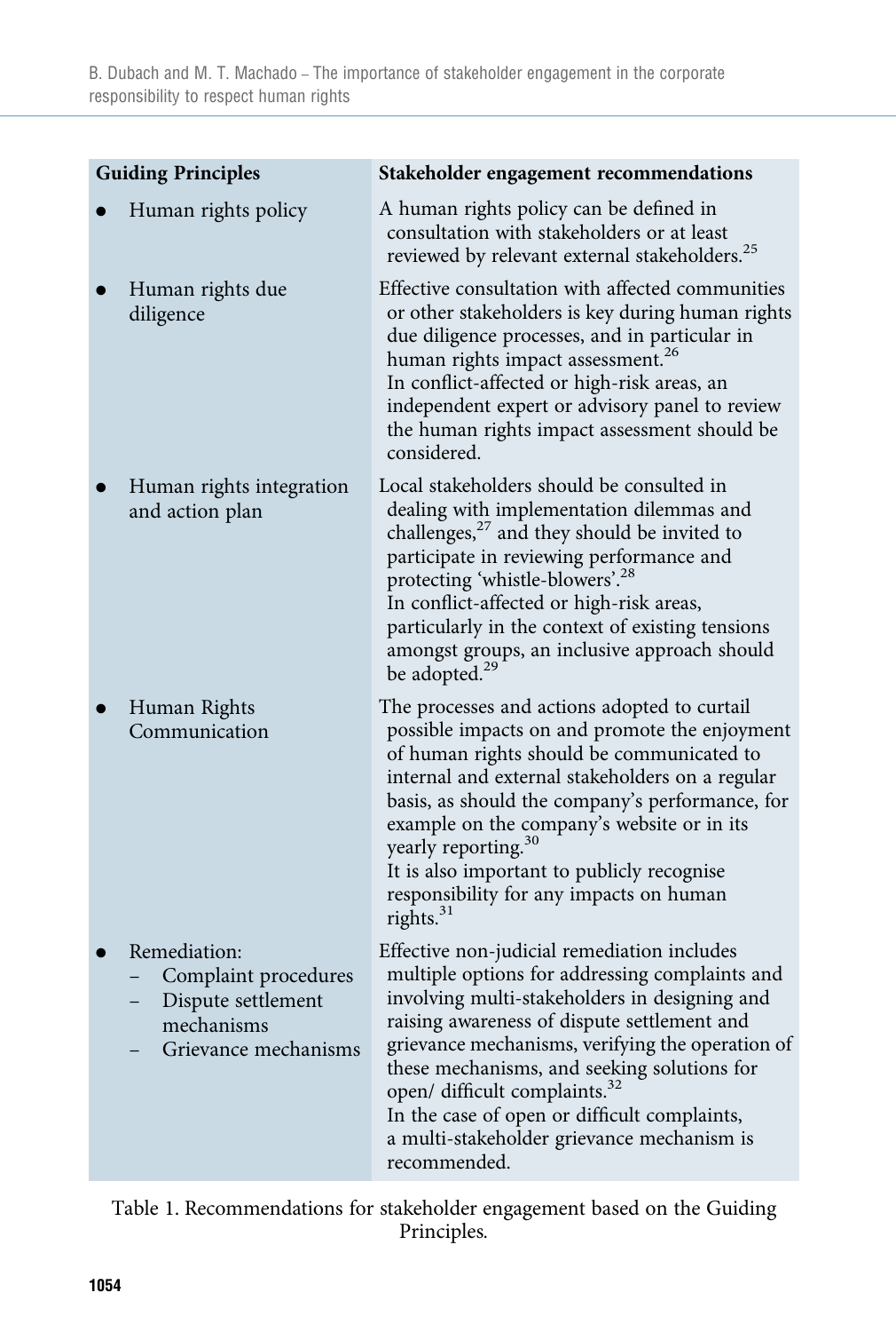| Guiding Principles | Stakeholder engagement recommendations |
| --- | --- |
| • Human rights policy | A human rights policy can be defined in consultation with stakeholders or at least reviewed by relevant external stakeholders.[25] |
| • Human rights due diligence | Effective consultation with affected communities or other stakeholders is key during human rights due diligence processes, and in particular in human rights impact assessment.[26] In conflict-affected or high-risk areas, an independent expert or advisory panel to review the human rights impact assessment should be considered. |
| • Human rights integration and action plan | Local stakeholders should be consulted in dealing with implementation dilemmas and challenges,[27] and they should be invited to participate in reviewing performance and protecting 'whistle-blowers'.[28] In conflict-affected or high-risk areas, particularly in the context of existing tensions amongst groups, an inclusive approach should be adopted.[29] |
| • Human Rights Communication | The processes and actions adopted to curtail possible impacts on and promote the enjoyment of human rights should be communicated to internal and external stakeholders on a regular basis, as should the company's performance, for example on the company's website or in its yearly reporting.[30] It is also important to publicly recognise responsibility for any impacts on human rights.[31] |
| • Remediation: – Complaint procedures – Dispute settlement mechanisms – Grievance mechanisms | Effective non-judicial remediation includes multiple options for addressing complaints and involving multi-stakeholders in designing and raising awareness of dispute settlement and grievance mechanisms, verifying the operation of these mechanisms, and seeking solutions for open/ difficult complaints.[32] In the case of open or difficult complaints, a multi-stakeholder grievance mechanism is recommended. |

Table 1. Recommendations for stakeholder engagement based on the Guiding Principles.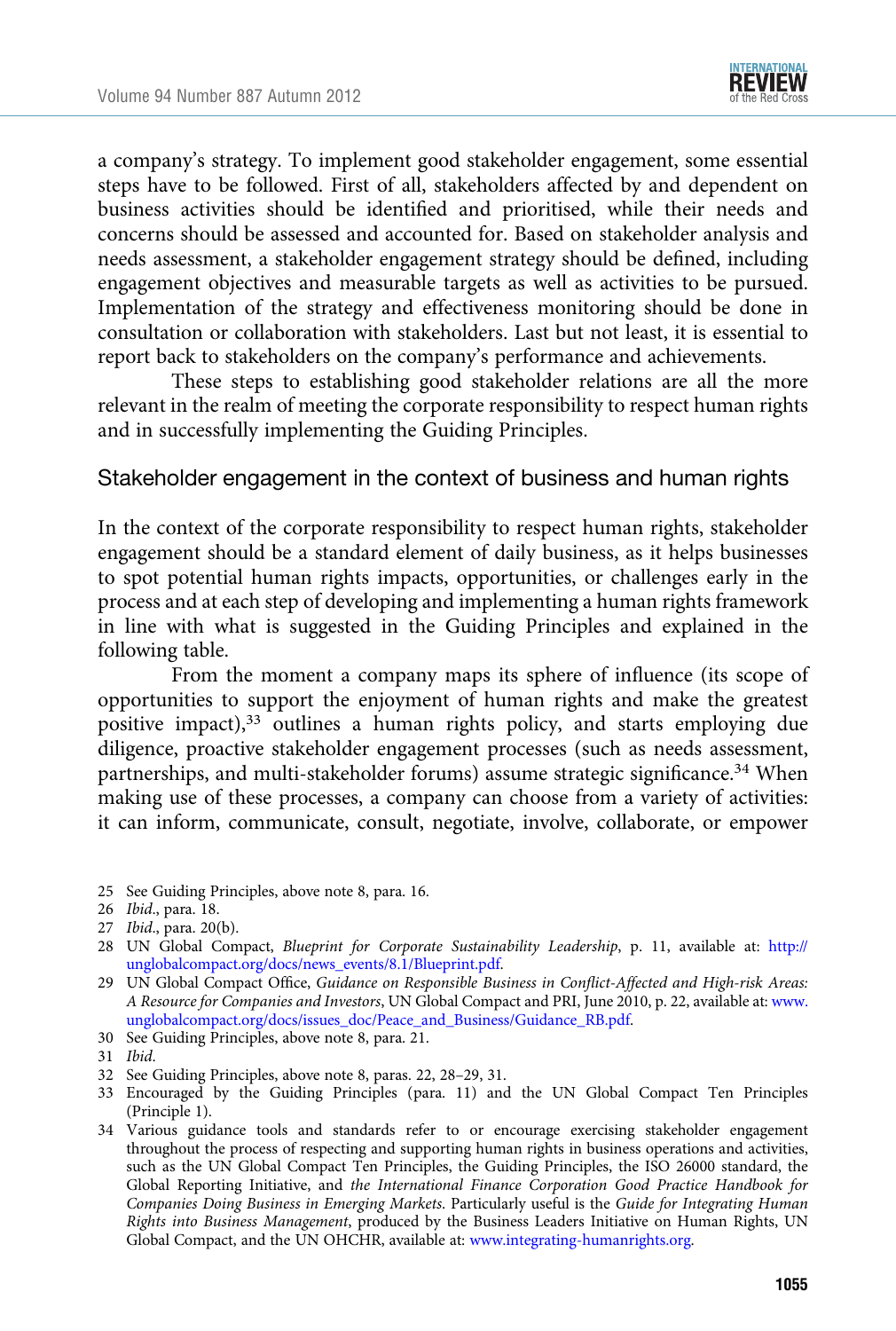a company's strategy. To implement good stakeholder engagement, some essential steps have to be followed. First of all, stakeholders affected by and dependent on business activities should be identified and prioritised, while their needs and concerns should be assessed and accounted for. Based on stakeholder analysis and needs assessment, a stakeholder engagement strategy should be defined, including engagement objectives and measurable targets as well as activities to be pursued. Implementation of the strategy and effectiveness monitoring should be done in consultation or collaboration with stakeholders. Last but not least, it is essential to report back to stakeholders on the company's performance and achievements.

These steps to establishing good stakeholder relations are all the more relevant in the realm of meeting the corporate responsibility to respect human rights and in successfully implementing the Guiding Principles.

## Stakeholder engagement in the context of business and human rights

In the context of the corporate responsibility to respect human rights, stakeholder engagement should be a standard element of daily business, as it helps businesses to spot potential human rights impacts, opportunities, or challenges early in the process and at each step of developing and implementing a human rights framework in line with what is suggested in the Guiding Principles and explained in the following table.

From the moment a company maps its sphere of influence (its scope of opportunities to support the enjoyment of human rights and make the greatest positive impact),[33] outlines a human rights policy, and starts employing due diligence, proactive stakeholder engagement processes (such as needs assessment, partnerships, and multi-stakeholder forums) assume strategic significance.[34] When making use of these processes, a company can choose from a variety of activities: it can inform, communicate, consult, negotiate, involve, collaborate, or empower

25 See Guiding Principles, above note 8, para. 16.

26 *Ibid.*, para. 18.

27 *Ibid.*, para. 20(b).

28 UN Global Compact, *Blueprint for Corporate Sustainability Leadership*, p. 11, available at: http://unglobalcompact.org/docs/news_events/8.1/Blueprint.pdf.

29 UN Global Compact Office, *Guidance on Responsible Business in Conflict-Affected and High-risk Areas: A Resource for Companies and Investors*, UN Global Compact and PRI, June 2010, p. 22, available at: www.unglobalcompact.org/docs/issues_doc/Peace_and_Business/Guidance_RB.pdf.

30 See Guiding Principles, above note 8, para. 21.

31 *Ibid.*

32 See Guiding Principles, above note 8, paras. 22, 28–29, 31.

33 Encouraged by the Guiding Principles (para. 11) and the UN Global Compact Ten Principles (Principle 1).

34 Various guidance tools and standards refer to or encourage exercising stakeholder engagement throughout the process of respecting and supporting human rights in business operations and activities, such as the UN Global Compact Ten Principles, the Guiding Principles, the ISO 26000 standard, the Global Reporting Initiative, and *the International Finance Corporation Good Practice Handbook for Companies Doing Business in Emerging Markets*. Particularly useful is the *Guide for Integrating Human Rights into Business Management*, produced by the Business Leaders Initiative on Human Rights, UN Global Compact, and the UN OHCHR, available at: www.integrating-humanrights.org.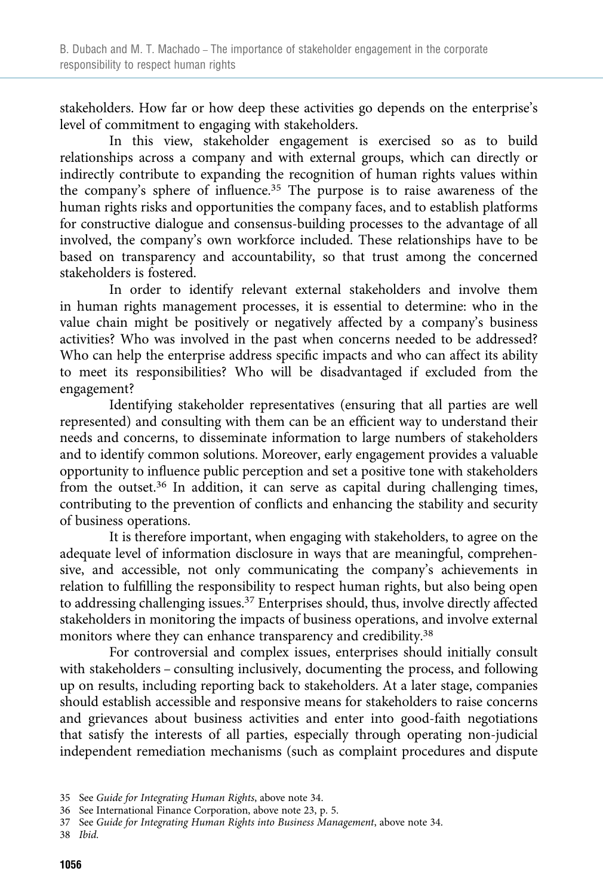stakeholders. How far or how deep these activities go depends on the enterprise's level of commitment to engaging with stakeholders.

In this view, stakeholder engagement is exercised so as to build relationships across a company and with external groups, which can directly or indirectly contribute to expanding the recognition of human rights values within the company's sphere of influence.[35] The purpose is to raise awareness of the human rights risks and opportunities the company faces, and to establish platforms for constructive dialogue and consensus-building processes to the advantage of all involved, the company's own workforce included. These relationships have to be based on transparency and accountability, so that trust among the concerned stakeholders is fostered.

In order to identify relevant external stakeholders and involve them in human rights management processes, it is essential to determine: who in the value chain might be positively or negatively affected by a company's business activities? Who was involved in the past when concerns needed to be addressed? Who can help the enterprise address specific impacts and who can affect its ability to meet its responsibilities? Who will be disadvantaged if excluded from the engagement?

Identifying stakeholder representatives (ensuring that all parties are well represented) and consulting with them can be an efficient way to understand their needs and concerns, to disseminate information to large numbers of stakeholders and to identify common solutions. Moreover, early engagement provides a valuable opportunity to influence public perception and set a positive tone with stakeholders from the outset.[36] In addition, it can serve as capital during challenging times, contributing to the prevention of conflicts and enhancing the stability and security of business operations.

It is therefore important, when engaging with stakeholders, to agree on the adequate level of information disclosure in ways that are meaningful, comprehensive, and accessible, not only communicating the company's achievements in relation to fulfilling the responsibility to respect human rights, but also being open to addressing challenging issues.[37] Enterprises should, thus, involve directly affected stakeholders in monitoring the impacts of business operations, and involve external monitors where they can enhance transparency and credibility.[38]

For controversial and complex issues, enterprises should initially consult with stakeholders – consulting inclusively, documenting the process, and following up on results, including reporting back to stakeholders. At a later stage, companies should establish accessible and responsive means for stakeholders to raise concerns and grievances about business activities and enter into good-faith negotiations that satisfy the interests of all parties, especially through operating non-judicial independent remediation mechanisms (such as complaint procedures and dispute

35 See *Guide for Integrating Human Rights*, above note 34.

36 See International Finance Corporation, above note 23, p. 5.

37 See *Guide for Integrating Human Rights into Business Management*, above note 34.

38 *Ibid.*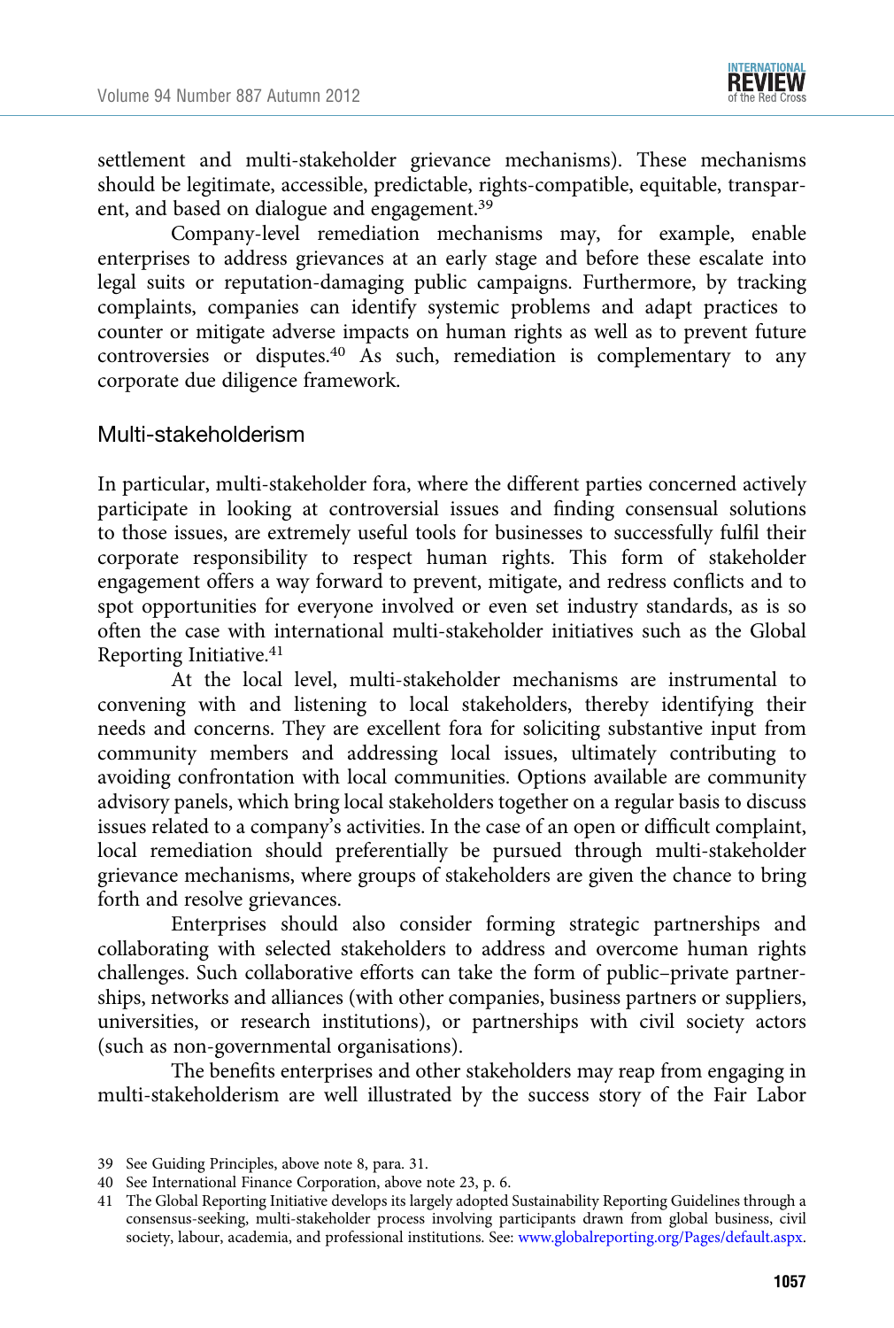settlement and multi-stakeholder grievance mechanisms). These mechanisms should be legitimate, accessible, predictable, rights-compatible, equitable, transparent, and based on dialogue and engagement.[39]

Company-level remediation mechanisms may, for example, enable enterprises to address grievances at an early stage and before these escalate into legal suits or reputation-damaging public campaigns. Furthermore, by tracking complaints, companies can identify systemic problems and adapt practices to counter or mitigate adverse impacts on human rights as well as to prevent future controversies or disputes.[40] As such, remediation is complementary to any corporate due diligence framework.

## Multi-stakeholderism

In particular, multi-stakeholder fora, where the different parties concerned actively participate in looking at controversial issues and finding consensual solutions to those issues, are extremely useful tools for businesses to successfully fulfil their corporate responsibility to respect human rights. This form of stakeholder engagement offers a way forward to prevent, mitigate, and redress conflicts and to spot opportunities for everyone involved or even set industry standards, as is so often the case with international multi-stakeholder initiatives such as the Global Reporting Initiative.[41]

At the local level, multi-stakeholder mechanisms are instrumental to convening with and listening to local stakeholders, thereby identifying their needs and concerns. They are excellent fora for soliciting substantive input from community members and addressing local issues, ultimately contributing to avoiding confrontation with local communities. Options available are community advisory panels, which bring local stakeholders together on a regular basis to discuss issues related to a company's activities. In the case of an open or difficult complaint, local remediation should preferentially be pursued through multi-stakeholder grievance mechanisms, where groups of stakeholders are given the chance to bring forth and resolve grievances.

Enterprises should also consider forming strategic partnerships and collaborating with selected stakeholders to address and overcome human rights challenges. Such collaborative efforts can take the form of public–private partnerships, networks and alliances (with other companies, business partners or suppliers, universities, or research institutions), or partnerships with civil society actors (such as non-governmental organisations).

The benefits enterprises and other stakeholders may reap from engaging in multi-stakeholderism are well illustrated by the success story of the Fair Labor

---

39 See Guiding Principles, above note 8, para. 31.

40 See International Finance Corporation, above note 23, p. 6.

41 The Global Reporting Initiative develops its largely adopted Sustainability Reporting Guidelines through a consensus-seeking, multi-stakeholder process involving participants drawn from global business, civil society, labour, academia, and professional institutions. See: www.globalreporting.org/Pages/default.aspx.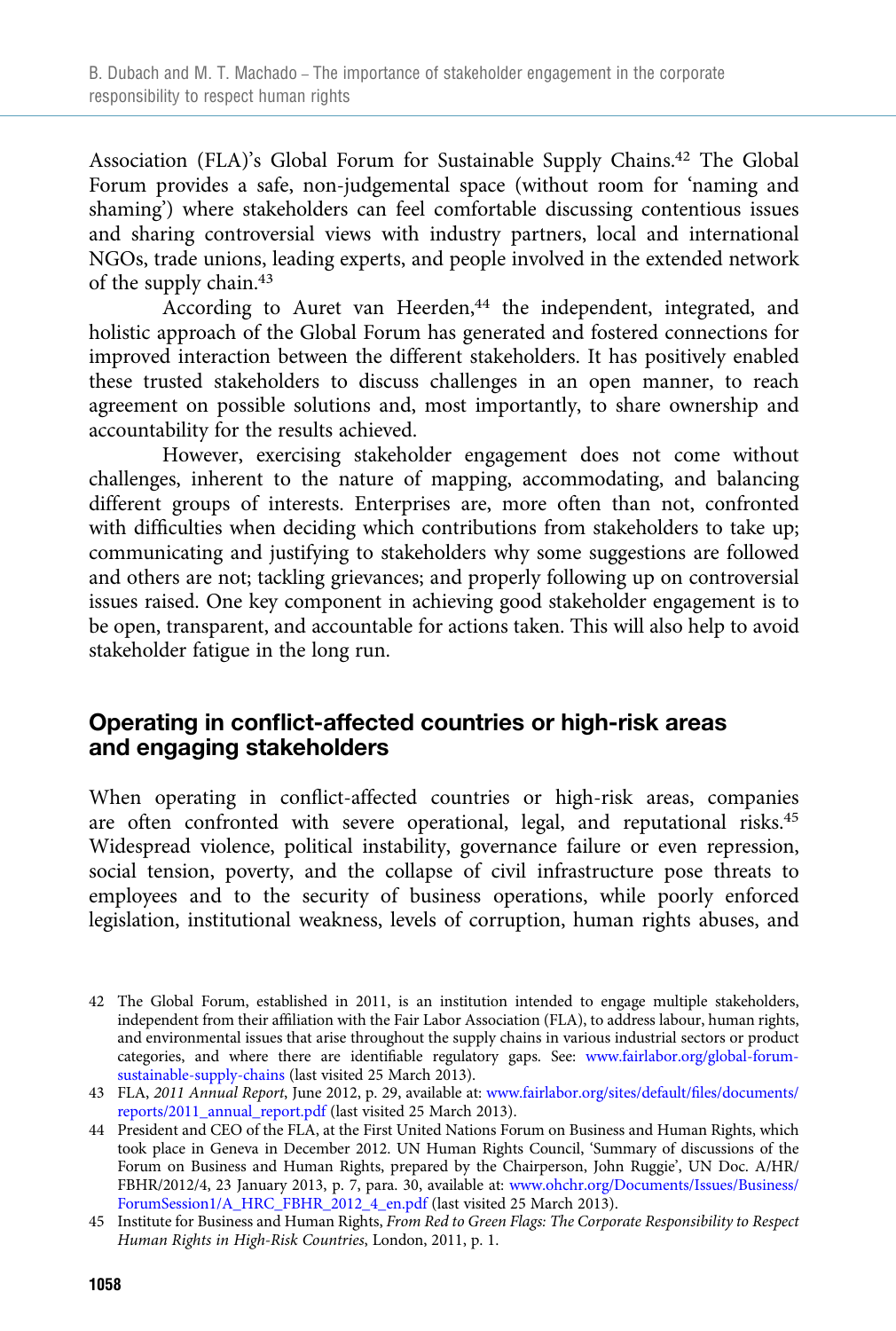Association (FLA)'s Global Forum for Sustainable Supply Chains.[42] The Global Forum provides a safe, non-judgemental space (without room for 'naming and shaming') where stakeholders can feel comfortable discussing contentious issues and sharing controversial views with industry partners, local and international NGOs, trade unions, leading experts, and people involved in the extended network of the supply chain.[43]

According to Auret van Heerden,[44] the independent, integrated, and holistic approach of the Global Forum has generated and fostered connections for improved interaction between the different stakeholders. It has positively enabled these trusted stakeholders to discuss challenges in an open manner, to reach agreement on possible solutions and, most importantly, to share ownership and accountability for the results achieved.

However, exercising stakeholder engagement does not come without challenges, inherent to the nature of mapping, accommodating, and balancing different groups of interests. Enterprises are, more often than not, confronted with difficulties when deciding which contributions from stakeholders to take up; communicating and justifying to stakeholders why some suggestions are followed and others are not; tackling grievances; and properly following up on controversial issues raised. One key component in achieving good stakeholder engagement is to be open, transparent, and accountable for actions taken. This will also help to avoid stakeholder fatigue in the long run.

## Operating in conflict-affected countries or high-risk areas and engaging stakeholders

When operating in conflict-affected countries or high-risk areas, companies are often confronted with severe operational, legal, and reputational risks.[45] Widespread violence, political instability, governance failure or even repression, social tension, poverty, and the collapse of civil infrastructure pose threats to employees and to the security of business operations, while poorly enforced legislation, institutional weakness, levels of corruption, human rights abuses, and

42 The Global Forum, established in 2011, is an institution intended to engage multiple stakeholders, independent from their affiliation with the Fair Labor Association (FLA), to address labour, human rights, and environmental issues that arise throughout the supply chains in various industrial sectors or product categories, and where there are identifiable regulatory gaps. See: www.fairlabor.org/global-forum-sustainable-supply-chains (last visited 25 March 2013).

43 FLA, *2011 Annual Report*, June 2012, p. 29, available at: www.fairlabor.org/sites/default/files/documents/reports/2011_annual_report.pdf (last visited 25 March 2013).

44 President and CEO of the FLA, at the First United Nations Forum on Business and Human Rights, which took place in Geneva in December 2012. UN Human Rights Council, 'Summary of discussions of the Forum on Business and Human Rights, prepared by the Chairperson, John Ruggie', UN Doc. A/HR/FBHR/2012/4, 23 January 2013, p. 7, para. 30, available at: www.ohchr.org/Documents/Issues/Business/ForumSession1/A_HRC_FBHR_2012_4_en.pdf (last visited 25 March 2013).

45 Institute for Business and Human Rights, *From Red to Green Flags: The Corporate Responsibility to Respect Human Rights in High-Risk Countries*, London, 2011, p. 1.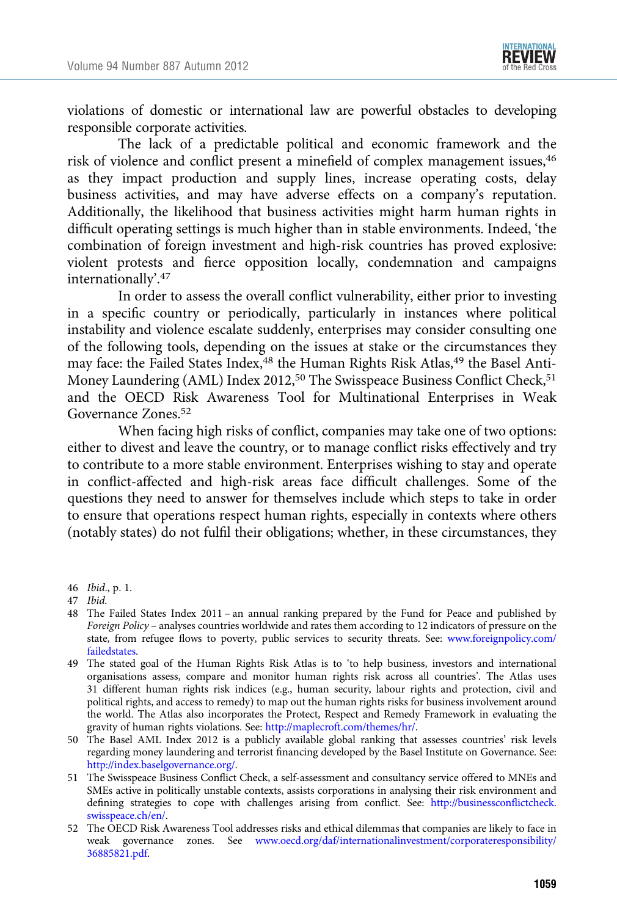violations of domestic or international law are powerful obstacles to developing responsible corporate activities.

The lack of a predictable political and economic framework and the risk of violence and conflict present a minefield of complex management issues,[46] as they impact production and supply lines, increase operating costs, delay business activities, and may have adverse effects on a company's reputation. Additionally, the likelihood that business activities might harm human rights in difficult operating settings is much higher than in stable environments. Indeed, 'the combination of foreign investment and high-risk countries has proved explosive: violent protests and fierce opposition locally, condemnation and campaigns internationally'.[47]

In order to assess the overall conflict vulnerability, either prior to investing in a specific country or periodically, particularly in instances where political instability and violence escalate suddenly, enterprises may consider consulting one of the following tools, depending on the issues at stake or the circumstances they may face: the Failed States Index,[48] the Human Rights Risk Atlas,[49] the Basel Anti-Money Laundering (AML) Index 2012,[50] The Swisspeace Business Conflict Check,[51] and the OECD Risk Awareness Tool for Multinational Enterprises in Weak Governance Zones.[52]

When facing high risks of conflict, companies may take one of two options: either to divest and leave the country, or to manage conflict risks effectively and try to contribute to a more stable environment. Enterprises wishing to stay and operate in conflict-affected and high-risk areas face difficult challenges. Some of the questions they need to answer for themselves include which steps to take in order to ensure that operations respect human rights, especially in contexts where others (notably states) do not fulfil their obligations; whether, in these circumstances, they

46 *Ibid*., p. 1.

47 *Ibid.*

48 The Failed States Index 2011 – an annual ranking prepared by the Fund for Peace and published by *Foreign Policy* – analyses countries worldwide and rates them according to 12 indicators of pressure on the state, from refugee flows to poverty, public services to security threats. See: www.foreignpolicy.com/failedstates.

49 The stated goal of the Human Rights Risk Atlas is to 'to help business, investors and international organisations assess, compare and monitor human rights risk across all countries'. The Atlas uses 31 different human rights risk indices (e.g., human security, labour rights and protection, civil and political rights, and access to remedy) to map out the human rights risks for business involvement around the world. The Atlas also incorporates the Protect, Respect and Remedy Framework in evaluating the gravity of human rights violations. See: http://maplecroft.com/themes/hr/.

50 The Basel AML Index 2012 is a publicly available global ranking that assesses countries' risk levels regarding money laundering and terrorist financing developed by the Basel Institute on Governance. See: http://index.baselgovernance.org/.

51 The Swisspeace Business Conflict Check, a self-assessment and consultancy service offered to MNEs and SMEs active in politically unstable contexts, assists corporations in analysing their risk environment and defining strategies to cope with challenges arising from conflict. See: http://businessconflictcheck.swisspeace.ch/en/.

52 The OECD Risk Awareness Tool addresses risks and ethical dilemmas that companies are likely to face in weak governance zones. See www.oecd.org/daf/internationalinvestment/corporateresponsibility/36885821.pdf.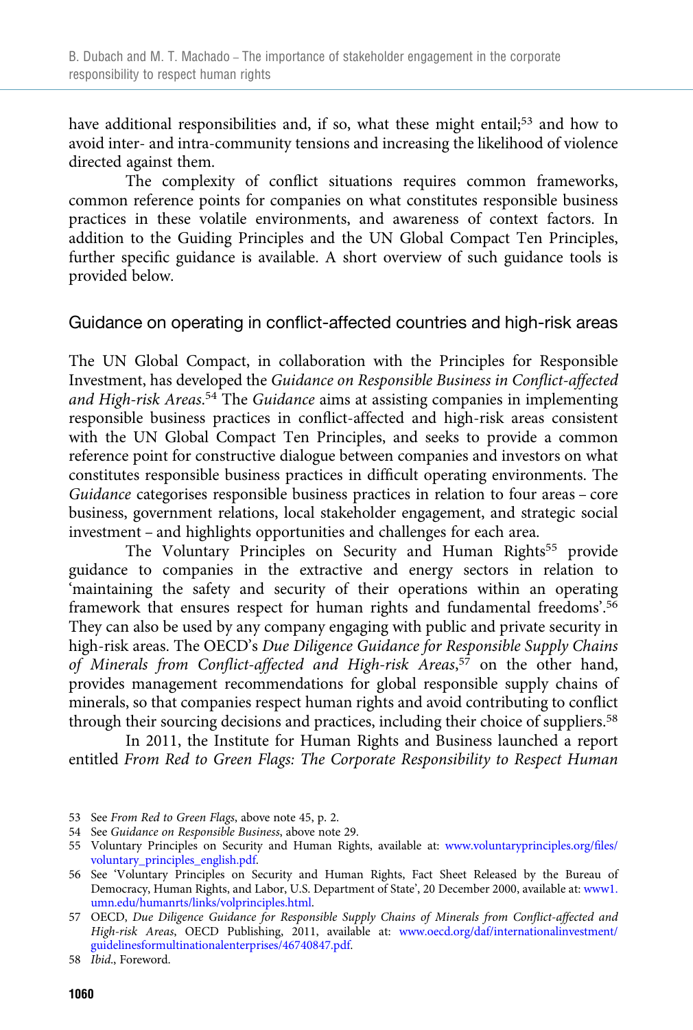have additional responsibilities and, if so, what these might entail;[53] and how to avoid inter- and intra-community tensions and increasing the likelihood of violence directed against them.

The complexity of conflict situations requires common frameworks, common reference points for companies on what constitutes responsible business practices in these volatile environments, and awareness of context factors. In addition to the Guiding Principles and the UN Global Compact Ten Principles, further specific guidance is available. A short overview of such guidance tools is provided below.

## Guidance on operating in conflict-affected countries and high-risk areas

The UN Global Compact, in collaboration with the Principles for Responsible Investment, has developed the *Guidance on Responsible Business in Conflict-affected and High-risk Areas*.[54] The *Guidance* aims at assisting companies in implementing responsible business practices in conflict-affected and high-risk areas consistent with the UN Global Compact Ten Principles, and seeks to provide a common reference point for constructive dialogue between companies and investors on what constitutes responsible business practices in difficult operating environments. The *Guidance* categorises responsible business practices in relation to four areas – core business, government relations, local stakeholder engagement, and strategic social investment – and highlights opportunities and challenges for each area.

The Voluntary Principles on Security and Human Rights[55] provide guidance to companies in the extractive and energy sectors in relation to 'maintaining the safety and security of their operations within an operating framework that ensures respect for human rights and fundamental freedoms'.[56] They can also be used by any company engaging with public and private security in high-risk areas. The OECD's *Due Diligence Guidance for Responsible Supply Chains of Minerals from Conflict-affected and High-risk Areas*,[57] on the other hand, provides management recommendations for global responsible supply chains of minerals, so that companies respect human rights and avoid contributing to conflict through their sourcing decisions and practices, including their choice of suppliers.[58]

In 2011, the Institute for Human Rights and Business launched a report entitled *From Red to Green Flags: The Corporate Responsibility to Respect Human*

---

53 See *From Red to Green Flags*, above note 45, p. 2.

54 See *Guidance on Responsible Business*, above note 29.

55 Voluntary Principles on Security and Human Rights, available at: www.voluntaryprinciples.org/files/voluntary_principles_english.pdf.

56 See 'Voluntary Principles on Security and Human Rights, Fact Sheet Released by the Bureau of Democracy, Human Rights, and Labor, U.S. Department of State', 20 December 2000, available at: www1.umn.edu/humanrts/links/volprinciples.html.

57 OECD, *Due Diligence Guidance for Responsible Supply Chains of Minerals from Conflict-affected and High-risk Areas*, OECD Publishing, 2011, available at: www.oecd.org/daf/internationalinvestment/guidelinesformultinationalenterprises/46740847.pdf.

58 *Ibid.*, Foreword.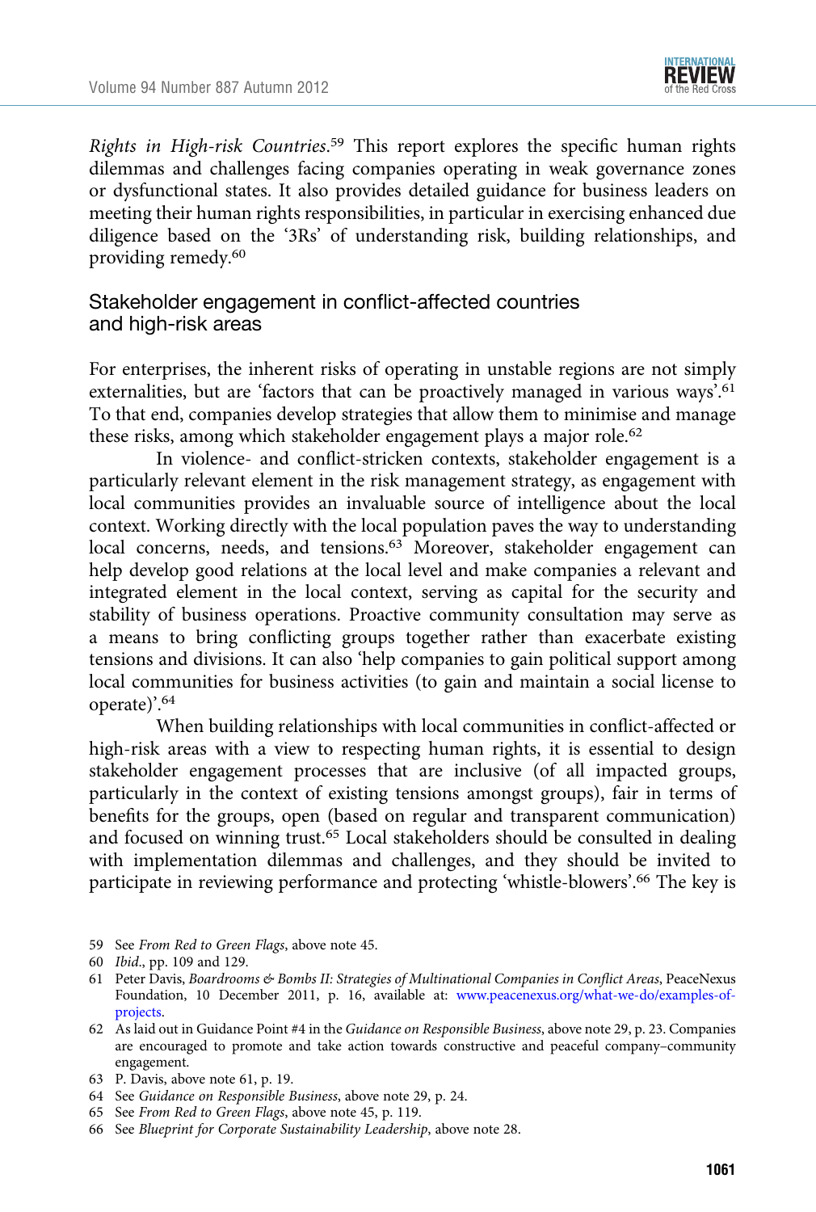*Rights in High-risk Countries*.[59] This report explores the specific human rights dilemmas and challenges facing companies operating in weak governance zones or dysfunctional states. It also provides detailed guidance for business leaders on meeting their human rights responsibilities, in particular in exercising enhanced due diligence based on the '3Rs' of understanding risk, building relationships, and providing remedy.[60]

### Stakeholder engagement in conflict-affected countries and high-risk areas

For enterprises, the inherent risks of operating in unstable regions are not simply externalities, but are 'factors that can be proactively managed in various ways'.[61] To that end, companies develop strategies that allow them to minimise and manage these risks, among which stakeholder engagement plays a major role.[62]

In violence- and conflict-stricken contexts, stakeholder engagement is a particularly relevant element in the risk management strategy, as engagement with local communities provides an invaluable source of intelligence about the local context. Working directly with the local population paves the way to understanding local concerns, needs, and tensions.[63] Moreover, stakeholder engagement can help develop good relations at the local level and make companies a relevant and integrated element in the local context, serving as capital for the security and stability of business operations. Proactive community consultation may serve as a means to bring conflicting groups together rather than exacerbate existing tensions and divisions. It can also 'help companies to gain political support among local communities for business activities (to gain and maintain a social license to operate)'.[64]

When building relationships with local communities in conflict-affected or high-risk areas with a view to respecting human rights, it is essential to design stakeholder engagement processes that are inclusive (of all impacted groups, particularly in the context of existing tensions amongst groups), fair in terms of benefits for the groups, open (based on regular and transparent communication) and focused on winning trust.[65] Local stakeholders should be consulted in dealing with implementation dilemmas and challenges, and they should be invited to participate in reviewing performance and protecting 'whistle-blowers'.[66] The key is

---

59 See *From Red to Green Flags*, above note 45.

60 *Ibid*., pp. 109 and 129.

61 Peter Davis, *Boardrooms & Bombs II: Strategies of Multinational Companies in Conflict Areas*, PeaceNexus Foundation, 10 December 2011, p. 16, available at: www.peacenexus.org/what-we-do/examples-of-projects.

62 As laid out in Guidance Point #4 in the *Guidance on Responsible Business*, above note 29, p. 23. Companies are encouraged to promote and take action towards constructive and peaceful company–community engagement.

63 P. Davis, above note 61, p. 19.

64 See *Guidance on Responsible Business*, above note 29, p. 24.

65 See *From Red to Green Flags*, above note 45, p. 119.

66 See *Blueprint for Corporate Sustainability Leadership*, above note 28.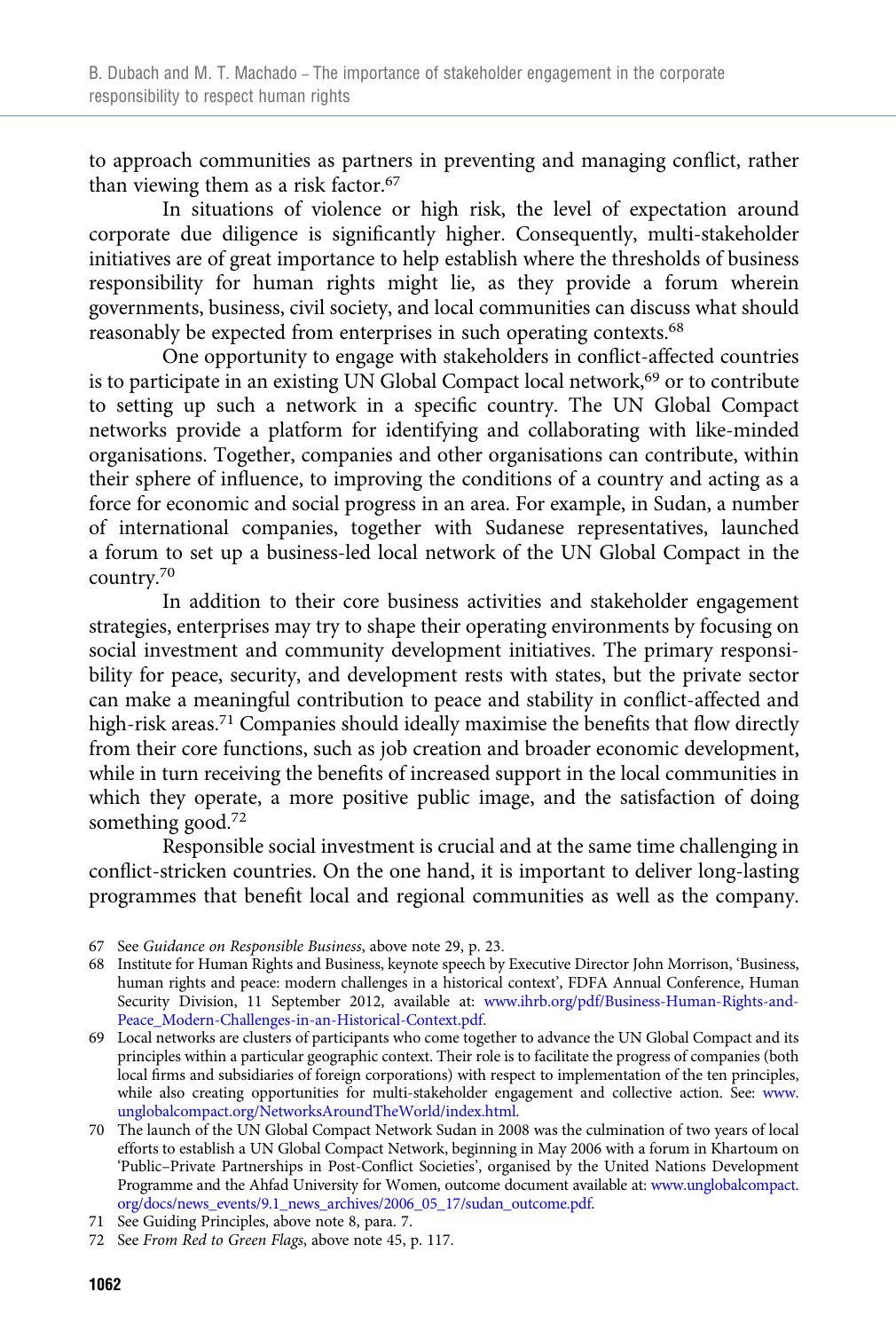to approach communities as partners in preventing and managing conflict, rather than viewing them as a risk factor.[67]

In situations of violence or high risk, the level of expectation around corporate due diligence is significantly higher. Consequently, multi-stakeholder initiatives are of great importance to help establish where the thresholds of business responsibility for human rights might lie, as they provide a forum wherein governments, business, civil society, and local communities can discuss what should reasonably be expected from enterprises in such operating contexts.[68]

One opportunity to engage with stakeholders in conflict-affected countries is to participate in an existing UN Global Compact local network,[69] or to contribute to setting up such a network in a specific country. The UN Global Compact networks provide a platform for identifying and collaborating with like-minded organisations. Together, companies and other organisations can contribute, within their sphere of influence, to improving the conditions of a country and acting as a force for economic and social progress in an area. For example, in Sudan, a number of international companies, together with Sudanese representatives, launched a forum to set up a business-led local network of the UN Global Compact in the country.[70]

In addition to their core business activities and stakeholder engagement strategies, enterprises may try to shape their operating environments by focusing on social investment and community development initiatives. The primary responsibility for peace, security, and development rests with states, but the private sector can make a meaningful contribution to peace and stability in conflict-affected and high-risk areas.[71] Companies should ideally maximise the benefits that flow directly from their core functions, such as job creation and broader economic development, while in turn receiving the benefits of increased support in the local communities in which they operate, a more positive public image, and the satisfaction of doing something good.[72]

Responsible social investment is crucial and at the same time challenging in conflict-stricken countries. On the one hand, it is important to deliver long-lasting programmes that benefit local and regional communities as well as the company.

---

67 See *Guidance on Responsible Business*, above note 29, p. 23.

68 Institute for Human Rights and Business, keynote speech by Executive Director John Morrison, 'Business, human rights and peace: modern challenges in a historical context', FDFA Annual Conference, Human Security Division, 11 September 2012, available at: www.ihrb.org/pdf/Business-Human-Rights-and-Peace_Modern-Challenges-in-an-Historical-Context.pdf.

69 Local networks are clusters of participants who come together to advance the UN Global Compact and its principles within a particular geographic context. Their role is to facilitate the progress of companies (both local firms and subsidiaries of foreign corporations) with respect to implementation of the ten principles, while also creating opportunities for multi-stakeholder engagement and collective action. See: www.unglobalcompact.org/NetworksAroundTheWorld/index.html.

70 The launch of the UN Global Compact Network Sudan in 2008 was the culmination of two years of local efforts to establish a UN Global Compact Network, beginning in May 2006 with a forum in Khartoum on 'Public–Private Partnerships in Post-Conflict Societies', organised by the United Nations Development Programme and the Ahfad University for Women, outcome document available at: www.unglobalcompact.org/docs/news_events/9.1_news_archives/2006_05_17/sudan_outcome.pdf.

71 See Guiding Principles, above note 8, para. 7.

72 See *From Red to Green Flags*, above note 45, p. 117.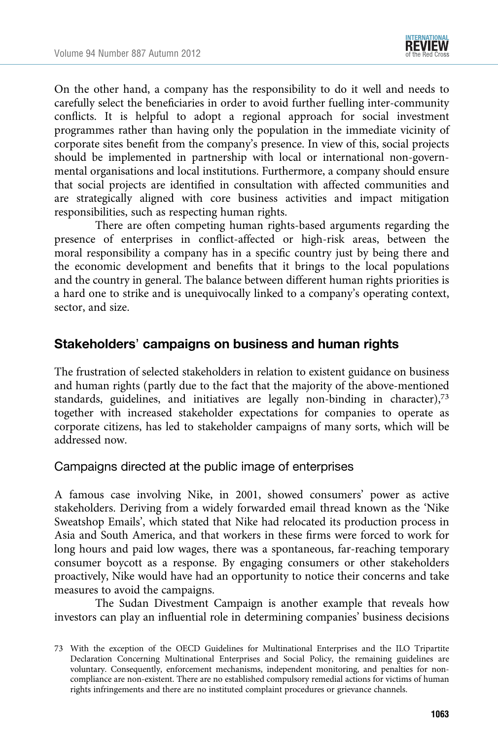On the other hand, a company has the responsibility to do it well and needs to carefully select the beneficiaries in order to avoid further fuelling inter-community conflicts. It is helpful to adopt a regional approach for social investment programmes rather than having only the population in the immediate vicinity of corporate sites benefit from the company's presence. In view of this, social projects should be implemented in partnership with local or international non-governmental organisations and local institutions. Furthermore, a company should ensure that social projects are identified in consultation with affected communities and are strategically aligned with core business activities and impact mitigation responsibilities, such as respecting human rights.

There are often competing human rights-based arguments regarding the presence of enterprises in conflict-affected or high-risk areas, between the moral responsibility a company has in a specific country just by being there and the economic development and benefits that it brings to the local populations and the country in general. The balance between different human rights priorities is a hard one to strike and is unequivocally linked to a company's operating context, sector, and size.

## Stakeholders' campaigns on business and human rights

The frustration of selected stakeholders in relation to existent guidance on business and human rights (partly due to the fact that the majority of the above-mentioned standards, guidelines, and initiatives are legally non-binding in character),[73] together with increased stakeholder expectations for companies to operate as corporate citizens, has led to stakeholder campaigns of many sorts, which will be addressed now.

### Campaigns directed at the public image of enterprises

A famous case involving Nike, in 2001, showed consumers' power as active stakeholders. Deriving from a widely forwarded email thread known as the 'Nike Sweatshop Emails', which stated that Nike had relocated its production process in Asia and South America, and that workers in these firms were forced to work for long hours and paid low wages, there was a spontaneous, far-reaching temporary consumer boycott as a response. By engaging consumers or other stakeholders proactively, Nike would have had an opportunity to notice their concerns and take measures to avoid the campaigns.

The Sudan Divestment Campaign is another example that reveals how investors can play an influential role in determining companies' business decisions

73 With the exception of the OECD Guidelines for Multinational Enterprises and the ILO Tripartite Declaration Concerning Multinational Enterprises and Social Policy, the remaining guidelines are voluntary. Consequently, enforcement mechanisms, independent monitoring, and penalties for non-compliance are non-existent. There are no established compulsory remedial actions for victims of human rights infringements and there are no instituted complaint procedures or grievance channels.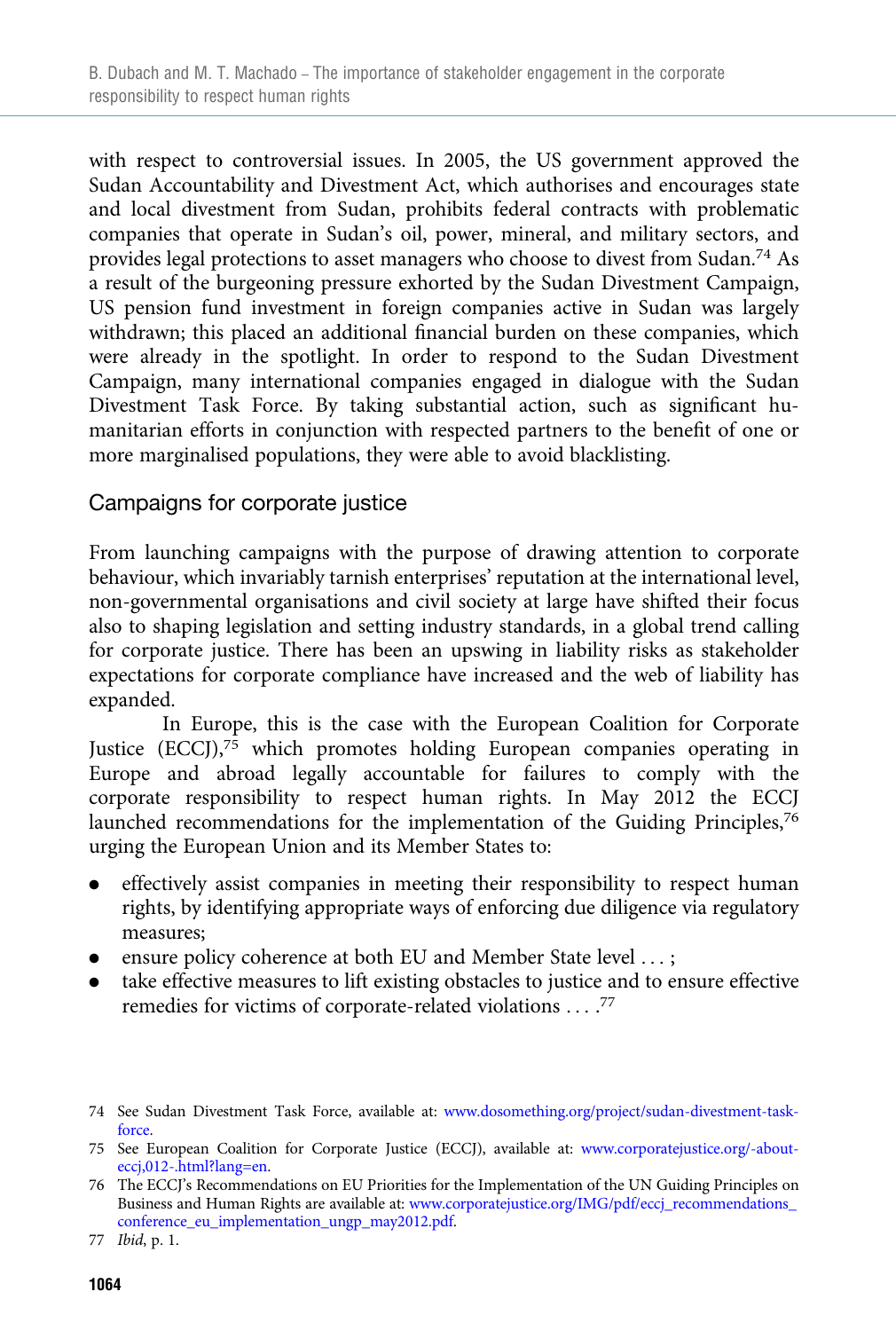with respect to controversial issues. In 2005, the US government approved the Sudan Accountability and Divestment Act, which authorises and encourages state and local divestment from Sudan, prohibits federal contracts with problematic companies that operate in Sudan's oil, power, mineral, and military sectors, and provides legal protections to asset managers who choose to divest from Sudan.[74] As a result of the burgeoning pressure exhorted by the Sudan Divestment Campaign, US pension fund investment in foreign companies active in Sudan was largely withdrawn; this placed an additional financial burden on these companies, which were already in the spotlight. In order to respond to the Sudan Divestment Campaign, many international companies engaged in dialogue with the Sudan Divestment Task Force. By taking substantial action, such as significant humanitarian efforts in conjunction with respected partners to the benefit of one or more marginalised populations, they were able to avoid blacklisting.

## Campaigns for corporate justice

From launching campaigns with the purpose of drawing attention to corporate behaviour, which invariably tarnish enterprises' reputation at the international level, non-governmental organisations and civil society at large have shifted their focus also to shaping legislation and setting industry standards, in a global trend calling for corporate justice. There has been an upswing in liability risks as stakeholder expectations for corporate compliance have increased and the web of liability has expanded.

In Europe, this is the case with the European Coalition for Corporate Justice (ECCJ),[75] which promotes holding European companies operating in Europe and abroad legally accountable for failures to comply with the corporate responsibility to respect human rights. In May 2012 the ECCJ launched recommendations for the implementation of the Guiding Principles,[76] urging the European Union and its Member States to:

- effectively assist companies in meeting their responsibility to respect human rights, by identifying appropriate ways of enforcing due diligence via regulatory measures;
- ensure policy coherence at both EU and Member State level . . . ;
- take effective measures to lift existing obstacles to justice and to ensure effective remedies for victims of corporate-related violations . . . .[77]

74 See Sudan Divestment Task Force, available at: www.dosomething.org/project/sudan-divestment-task-force.

75 See European Coalition for Corporate Justice (ECCJ), available at: www.corporatejustice.org/-about-eccj,012-.html?lang=en.

76 The ECCJ's Recommendations on EU Priorities for the Implementation of the UN Guiding Principles on Business and Human Rights are available at: www.corporatejustice.org/IMG/pdf/eccj_recommendations_conference_eu_implementation_ungp_may2012.pdf.

77 *Ibid*, p. 1.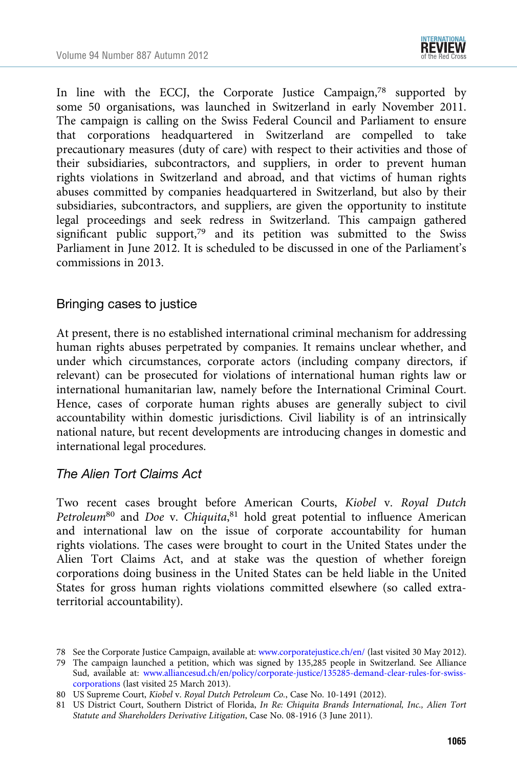In line with the ECCJ, the Corporate Justice Campaign,[78] supported by some 50 organisations, was launched in Switzerland in early November 2011. The campaign is calling on the Swiss Federal Council and Parliament to ensure that corporations headquartered in Switzerland are compelled to take precautionary measures (duty of care) with respect to their activities and those of their subsidiaries, subcontractors, and suppliers, in order to prevent human rights violations in Switzerland and abroad, and that victims of human rights abuses committed by companies headquartered in Switzerland, but also by their subsidiaries, subcontractors, and suppliers, are given the opportunity to institute legal proceedings and seek redress in Switzerland. This campaign gathered significant public support,[79] and its petition was submitted to the Swiss Parliament in June 2012. It is scheduled to be discussed in one of the Parliament's commissions in 2013.

## Bringing cases to justice

At present, there is no established international criminal mechanism for addressing human rights abuses perpetrated by companies. It remains unclear whether, and under which circumstances, corporate actors (including company directors, if relevant) can be prosecuted for violations of international human rights law or international humanitarian law, namely before the International Criminal Court. Hence, cases of corporate human rights abuses are generally subject to civil accountability within domestic jurisdictions. Civil liability is of an intrinsically national nature, but recent developments are introducing changes in domestic and international legal procedures.

### *The Alien Tort Claims Act*

Two recent cases brought before American Courts, *Kiobel* v. *Royal Dutch Petroleum*[80] and *Doe* v. *Chiquita*,[81] hold great potential to influence American and international law on the issue of corporate accountability for human rights violations. The cases were brought to court in the United States under the Alien Tort Claims Act, and at stake was the question of whether foreign corporations doing business in the United States can be held liable in the United States for gross human rights violations committed elsewhere (so called extra-territorial accountability).

---

78 See the Corporate Justice Campaign, available at: www.corporatejustice.ch/en/ (last visited 30 May 2012).

79 The campaign launched a petition, which was signed by 135,285 people in Switzerland. See Alliance Sud, available at: www.alliancesud.ch/en/policy/corporate-justice/135285-demand-clear-rules-for-swiss-corporations (last visited 25 March 2013).

80 US Supreme Court, *Kiobel* v. *Royal Dutch Petroleum Co.*, Case No. 10-1491 (2012).

81 US District Court, Southern District of Florida, *In Re: Chiquita Brands International, Inc., Alien Tort Statute and Shareholders Derivative Litigation*, Case No. 08-1916 (3 June 2011).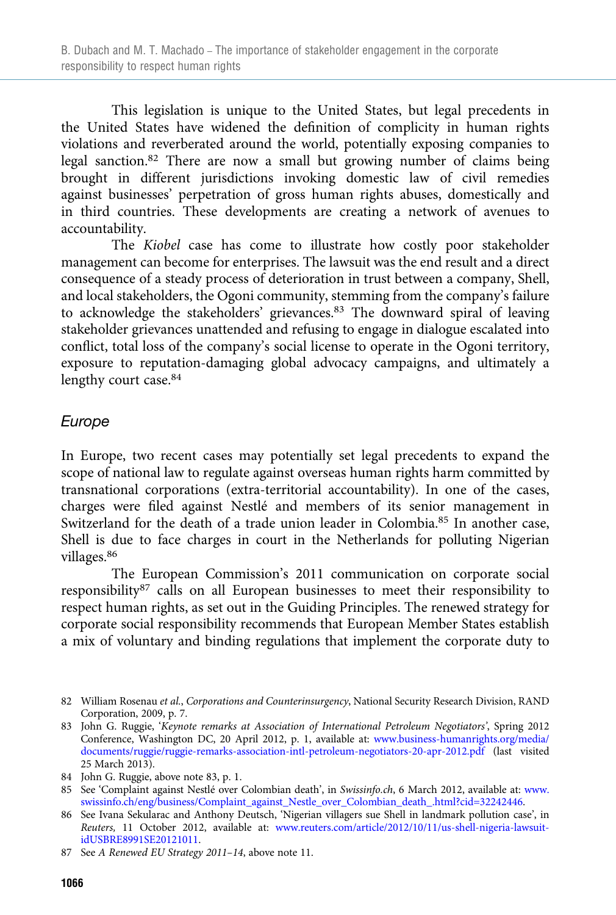This legislation is unique to the United States, but legal precedents in the United States have widened the definition of complicity in human rights violations and reverberated around the world, potentially exposing companies to legal sanction.[82] There are now a small but growing number of claims being brought in different jurisdictions invoking domestic law of civil remedies against businesses' perpetration of gross human rights abuses, domestically and in third countries. These developments are creating a network of avenues to accountability.

The *Kiobel* case has come to illustrate how costly poor stakeholder management can become for enterprises. The lawsuit was the end result and a direct consequence of a steady process of deterioration in trust between a company, Shell, and local stakeholders, the Ogoni community, stemming from the company's failure to acknowledge the stakeholders' grievances.[83] The downward spiral of leaving stakeholder grievances unattended and refusing to engage in dialogue escalated into conflict, total loss of the company's social license to operate in the Ogoni territory, exposure to reputation-damaging global advocacy campaigns, and ultimately a lengthy court case.[84]

### *Europe*

In Europe, two recent cases may potentially set legal precedents to expand the scope of national law to regulate against overseas human rights harm committed by transnational corporations (extra-territorial accountability). In one of the cases, charges were filed against Nestlé and members of its senior management in Switzerland for the death of a trade union leader in Colombia.[85] In another case, Shell is due to face charges in court in the Netherlands for polluting Nigerian villages.[86]

The European Commission's 2011 communication on corporate social responsibility[87] calls on all European businesses to meet their responsibility to respect human rights, as set out in the Guiding Principles. The renewed strategy for corporate social responsibility recommends that European Member States establish a mix of voluntary and binding regulations that implement the corporate duty to

---

82 William Rosenau *et al.*, *Corporations and Counterinsurgency*, National Security Research Division, RAND Corporation, 2009, p. 7.

83 John G. Ruggie, '*Keynote remarks at Association of International Petroleum Negotiators*', Spring 2012 Conference, Washington DC, 20 April 2012, p. 1, available at: www.business-humanrights.org/media/documents/ruggie/ruggie-remarks-association-intl-petroleum-negotiators-20-apr-2012.pdf (last visited 25 March 2013).

84 John G. Ruggie, above note 83, p. 1.

85 See 'Complaint against Nestlé over Colombian death', in *Swissinfo.ch*, 6 March 2012, available at: www.swissinfo.ch/eng/business/Complaint_against_Nestle_over_Colombian_death_.html?cid=32242446.

86 See Ivana Sekularac and Anthony Deutsch, 'Nigerian villagers sue Shell in landmark pollution case', in *Reuters,* 11 October 2012, available at: www.reuters.com/article/2012/10/11/us-shell-nigeria-lawsuit-idUSBRE8991SE20121011.

87 See *A Renewed EU Strategy 2011–14*, above note 11.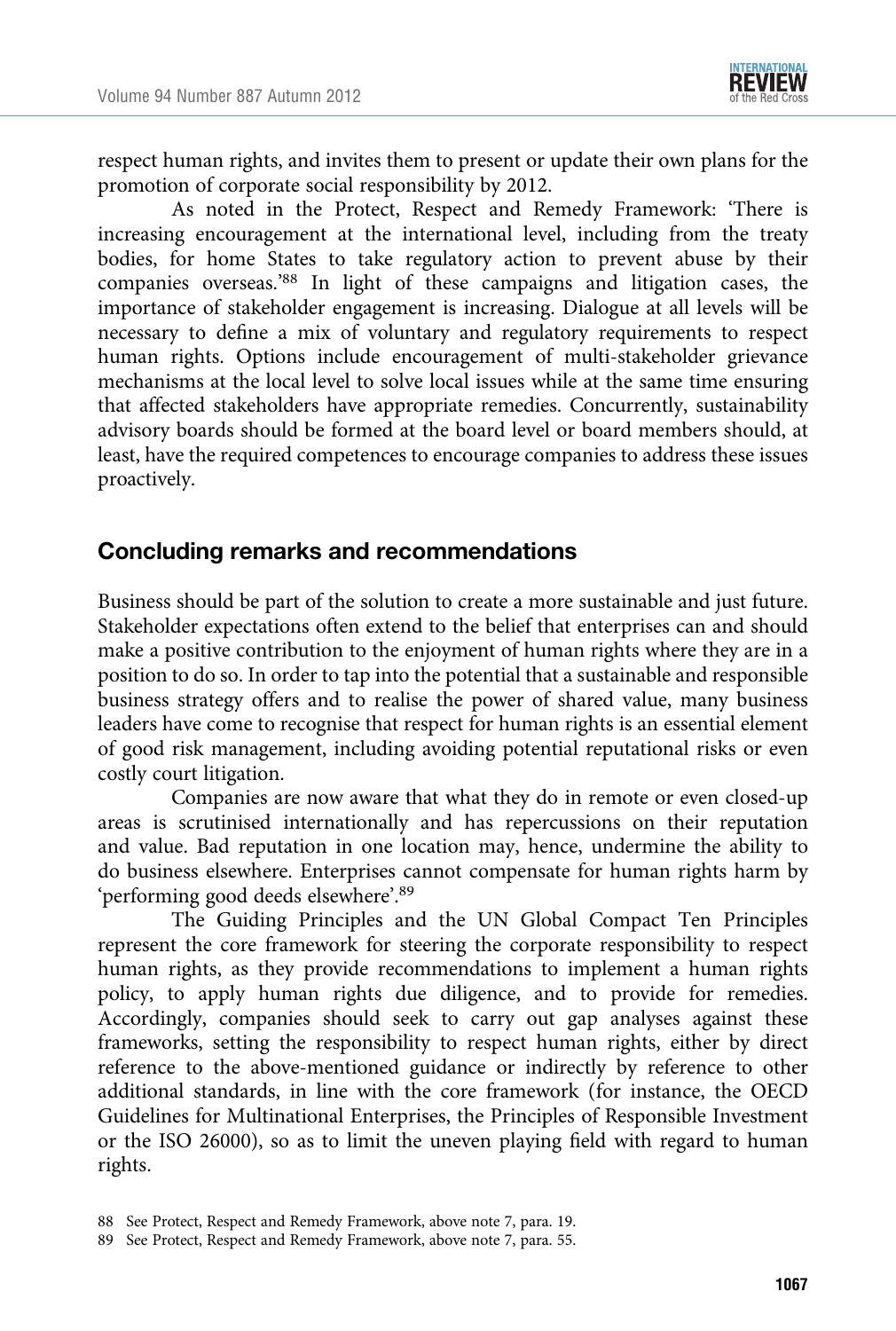respect human rights, and invites them to present or update their own plans for the promotion of corporate social responsibility by 2012.

As noted in the Protect, Respect and Remedy Framework: 'There is increasing encouragement at the international level, including from the treaty bodies, for home States to take regulatory action to prevent abuse by their companies overseas.'[88] In light of these campaigns and litigation cases, the importance of stakeholder engagement is increasing. Dialogue at all levels will be necessary to define a mix of voluntary and regulatory requirements to respect human rights. Options include encouragement of multi-stakeholder grievance mechanisms at the local level to solve local issues while at the same time ensuring that affected stakeholders have appropriate remedies. Concurrently, sustainability advisory boards should be formed at the board level or board members should, at least, have the required competences to encourage companies to address these issues proactively.

## Concluding remarks and recommendations

Business should be part of the solution to create a more sustainable and just future. Stakeholder expectations often extend to the belief that enterprises can and should make a positive contribution to the enjoyment of human rights where they are in a position to do so. In order to tap into the potential that a sustainable and responsible business strategy offers and to realise the power of shared value, many business leaders have come to recognise that respect for human rights is an essential element of good risk management, including avoiding potential reputational risks or even costly court litigation.

Companies are now aware that what they do in remote or even closed-up areas is scrutinised internationally and has repercussions on their reputation and value. Bad reputation in one location may, hence, undermine the ability to do business elsewhere. Enterprises cannot compensate for human rights harm by 'performing good deeds elsewhere'.[89]

The Guiding Principles and the UN Global Compact Ten Principles represent the core framework for steering the corporate responsibility to respect human rights, as they provide recommendations to implement a human rights policy, to apply human rights due diligence, and to provide for remedies. Accordingly, companies should seek to carry out gap analyses against these frameworks, setting the responsibility to respect human rights, either by direct reference to the above-mentioned guidance or indirectly by reference to other additional standards, in line with the core framework (for instance, the OECD Guidelines for Multinational Enterprises, the Principles of Responsible Investment or the ISO 26000), so as to limit the uneven playing field with regard to human rights.

88 See Protect, Respect and Remedy Framework, above note 7, para. 19.

89 See Protect, Respect and Remedy Framework, above note 7, para. 55.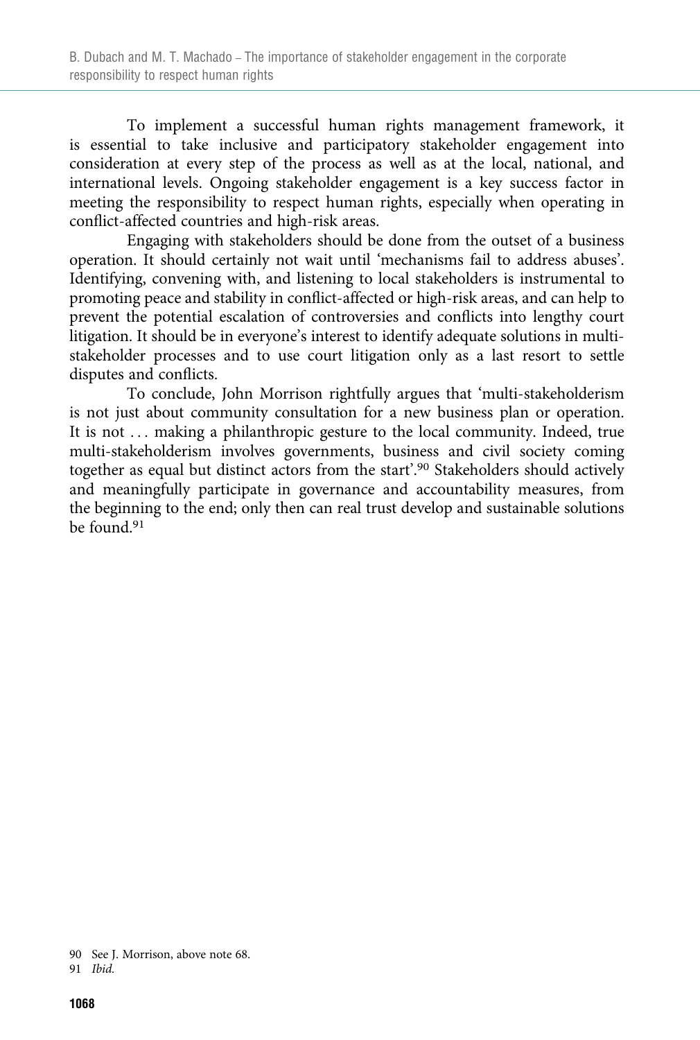To implement a successful human rights management framework, it is essential to take inclusive and participatory stakeholder engagement into consideration at every step of the process as well as at the local, national, and international levels. Ongoing stakeholder engagement is a key success factor in meeting the responsibility to respect human rights, especially when operating in conflict-affected countries and high-risk areas.

Engaging with stakeholders should be done from the outset of a business operation. It should certainly not wait until 'mechanisms fail to address abuses'. Identifying, convening with, and listening to local stakeholders is instrumental to promoting peace and stability in conflict-affected or high-risk areas, and can help to prevent the potential escalation of controversies and conflicts into lengthy court litigation. It should be in everyone's interest to identify adequate solutions in multi-stakeholder processes and to use court litigation only as a last resort to settle disputes and conflicts.

To conclude, John Morrison rightfully argues that 'multi-stakeholderism is not just about community consultation for a new business plan or operation. It is not … making a philanthropic gesture to the local community. Indeed, true multi-stakeholderism involves governments, business and civil society coming together as equal but distinct actors from the start'.[90] Stakeholders should actively and meaningfully participate in governance and accountability measures, from the beginning to the end; only then can real trust develop and sustainable solutions be found.[91]

---

90 See J. Morrison, above note 68.

91 *Ibid.*